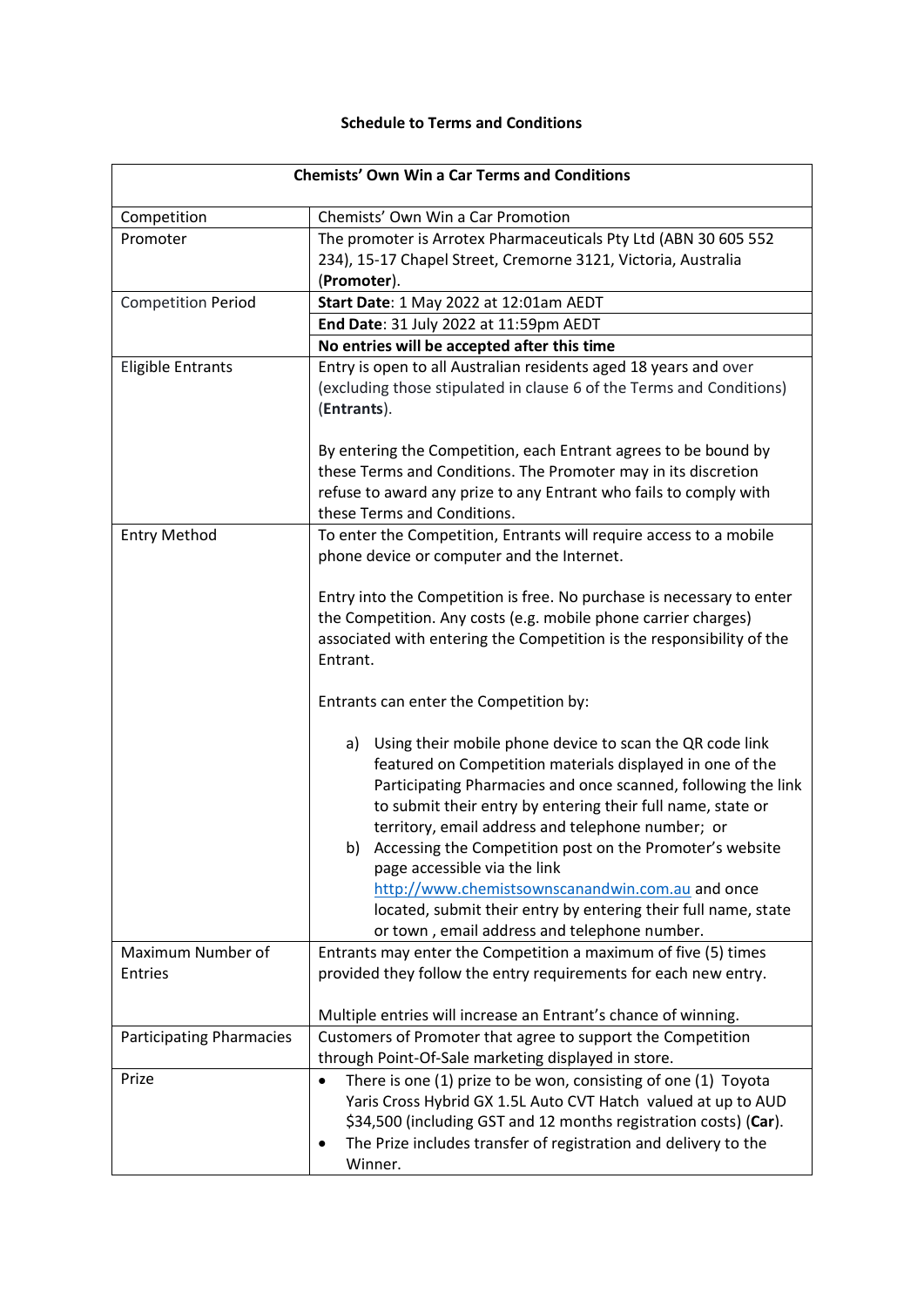**Schedule to Terms and Conditions**

| **Chemists' Own Win a Car Terms and Conditions** | |
|---|---|
| Competition | Chemists' Own Win a Car Promotion |
| Promoter | The promoter is Arrotex Pharmaceuticals Pty Ltd (ABN 30 605 552 234), 15-17 Chapel Street, Cremorne 3121, Victoria, Australia (**Promoter**). |
| Competition Period | **Start Date**: 1 May 2022 at 12:01am AEDT<br>**End Date**: 31 July 2022 at 11:59pm AEDT<br>**No entries will be accepted after this time** |
| Eligible Entrants | Entry is open to all Australian residents aged 18 years and over (excluding those stipulated in clause 6 of the Terms and Conditions) (**Entrants**).<br><br>By entering the Competition, each Entrant agrees to be bound by these Terms and Conditions. The Promoter may in its discretion refuse to award any prize to any Entrant who fails to comply with these Terms and Conditions. |
| Entry Method | To enter the Competition, Entrants will require access to a mobile phone device or computer and the Internet.<br><br>Entry into the Competition is free. No purchase is necessary to enter the Competition. Any costs (e.g. mobile phone carrier charges) associated with entering the Competition is the responsibility of the Entrant.<br><br>Entrants can enter the Competition by:<br><br>a) Using their mobile phone device to scan the QR code link featured on Competition materials displayed in one of the Participating Pharmacies and once scanned, following the link to submit their entry by entering their full name, state or territory, email address and telephone number; or<br>b) Accessing the Competition post on the Promoter's website page accessible via the link http://www.chemistsownscanandwin.com.au and once located, submit their entry by entering their full name, state or town , email address and telephone number. |
| Maximum Number of Entries | Entrants may enter the Competition a maximum of five (5) times provided they follow the entry requirements for each new entry.<br><br>Multiple entries will increase an Entrant's chance of winning. |
| Participating Pharmacies | Customers of Promoter that agree to support the Competition through Point-Of-Sale marketing displayed in store. |
| Prize | • There is one (1) prize to be won, consisting of one (1) Toyota Yaris Cross Hybrid GX 1.5L Auto CVT Hatch valued at up to AUD $34,500 (including GST and 12 months registration costs) (**Car**).<br>• The Prize includes transfer of registration and delivery to the Winner. |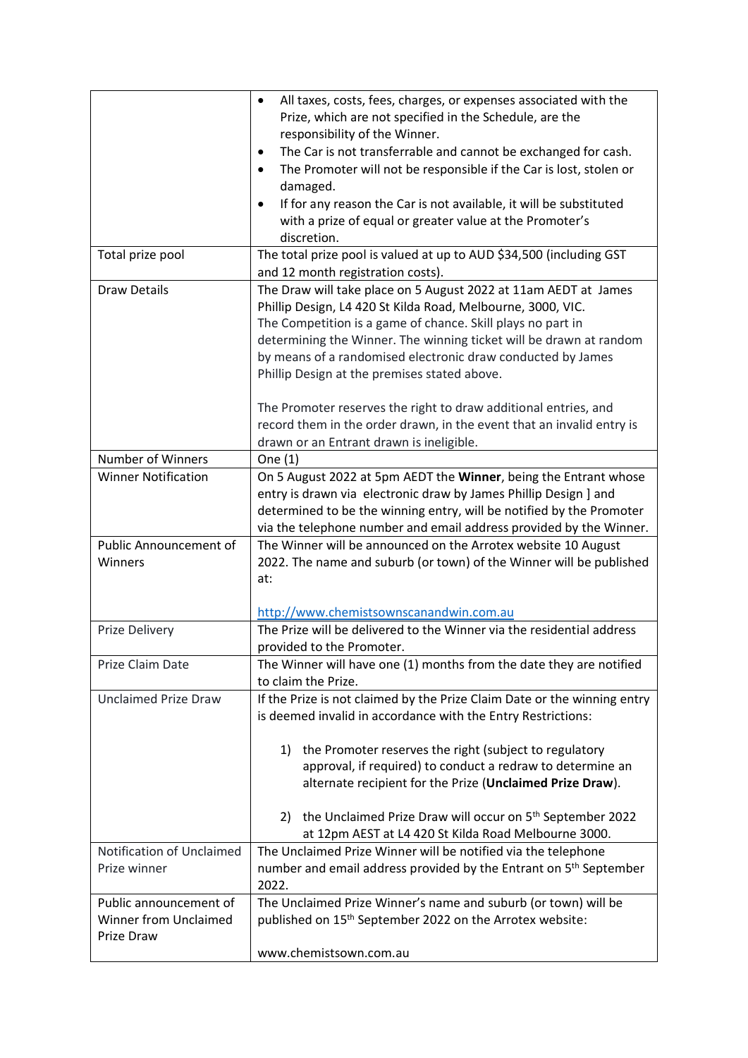| | |
|---|---|
| | • All taxes, costs, fees, charges, or expenses associated with the Prize, which are not specified in the Schedule, are the responsibility of the Winner.<br>• The Car is not transferrable and cannot be exchanged for cash.<br>• The Promoter will not be responsible if the Car is lost, stolen or damaged.<br>• If for any reason the Car is not available, it will be substituted with a prize of equal or greater value at the Promoter's discretion. |
| Total prize pool | The total prize pool is valued at up to AUD $34,500 (including GST and 12 month registration costs). |
| Draw Details | The Draw will take place on 5 August 2022 at 11am AEDT at James Phillip Design, L4 420 St Kilda Road, Melbourne, 3000, VIC.<br>The Competition is a game of chance. Skill plays no part in determining the Winner. The winning ticket will be drawn at random by means of a randomised electronic draw conducted by James Phillip Design at the premises stated above.<br><br>The Promoter reserves the right to draw additional entries, and record them in the order drawn, in the event that an invalid entry is drawn or an Entrant drawn is ineligible. |
| Number of Winners | One (1) |
| Winner Notification | On 5 August 2022 at 5pm AEDT the **Winner**, being the Entrant whose entry is drawn via electronic draw by James Phillip Design ] and determined to be the winning entry, will be notified by the Promoter via the telephone number and email address provided by the Winner. |
| Public Announcement of Winners | The Winner will be announced on the Arrotex website 10 August 2022. The name and suburb (or town) of the Winner will be published at:<br><br>http://www.chemistsownscanandwin.com.au |
| Prize Delivery | The Prize will be delivered to the Winner via the residential address provided to the Promoter. |
| Prize Claim Date | The Winner will have one (1) months from the date they are notified to claim the Prize. |
| Unclaimed Prize Draw | If the Prize is not claimed by the Prize Claim Date or the winning entry is deemed invalid in accordance with the Entry Restrictions:<br><br>1) the Promoter reserves the right (subject to regulatory approval, if required) to conduct a redraw to determine an alternate recipient for the Prize (**Unclaimed Prize Draw**).<br><br>2) the Unclaimed Prize Draw will occur on 5th September 2022 at 12pm AEST at L4 420 St Kilda Road Melbourne 3000. |
| Notification of Unclaimed Prize winner | The Unclaimed Prize Winner will be notified via the telephone number and email address provided by the Entrant on 5th September 2022. |
| Public announcement of Winner from Unclaimed Prize Draw | The Unclaimed Prize Winner's name and suburb (or town) will be published on 15th September 2022 on the Arrotex website:<br><br>www.chemistsown.com.au |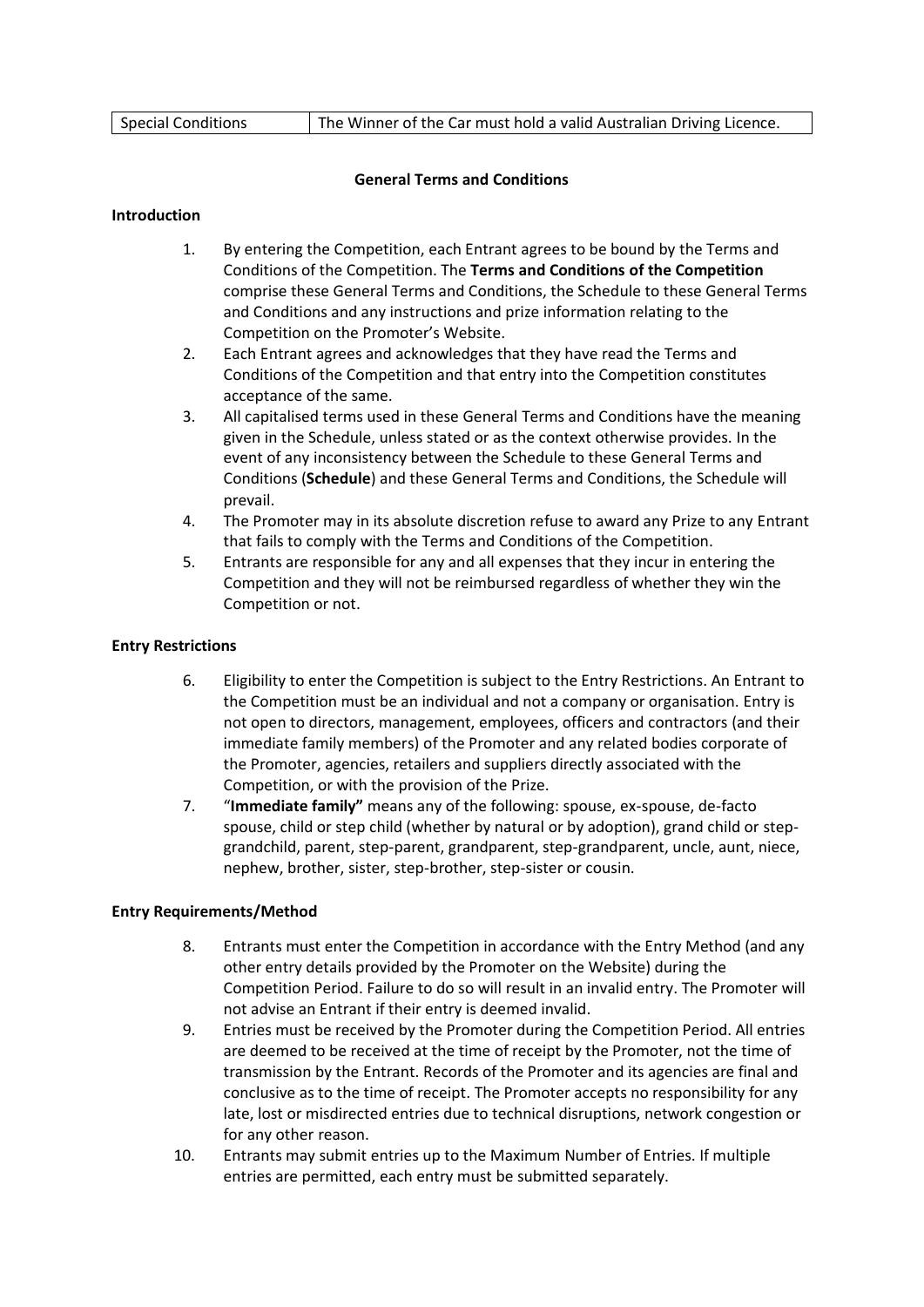| | |
|---|---|
| Special Conditions | The Winner of the Car must hold a valid Australian Driving Licence. |

## General Terms and Conditions

### Introduction

1. By entering the Competition, each Entrant agrees to be bound by the Terms and Conditions of the Competition. The **Terms and Conditions of the Competition** comprise these General Terms and Conditions, the Schedule to these General Terms and Conditions and any instructions and prize information relating to the Competition on the Promoter's Website.
2. Each Entrant agrees and acknowledges that they have read the Terms and Conditions of the Competition and that entry into the Competition constitutes acceptance of the same.
3. All capitalised terms used in these General Terms and Conditions have the meaning given in the Schedule, unless stated or as the context otherwise provides. In the event of any inconsistency between the Schedule to these General Terms and Conditions (**Schedule**) and these General Terms and Conditions, the Schedule will prevail.
4. The Promoter may in its absolute discretion refuse to award any Prize to any Entrant that fails to comply with the Terms and Conditions of the Competition.
5. Entrants are responsible for any and all expenses that they incur in entering the Competition and they will not be reimbursed regardless of whether they win the Competition or not.

### Entry Restrictions

6. Eligibility to enter the Competition is subject to the Entry Restrictions. An Entrant to the Competition must be an individual and not a company or organisation. Entry is not open to directors, management, employees, officers and contractors (and their immediate family members) of the Promoter and any related bodies corporate of the Promoter, agencies, retailers and suppliers directly associated with the Competition, or with the provision of the Prize.
7. "**Immediate family"** means any of the following: spouse, ex-spouse, de-facto spouse, child or step child (whether by natural or by adoption), grand child or step-grandchild, parent, step-parent, grandparent, step-grandparent, uncle, aunt, niece, nephew, brother, sister, step-brother, step-sister or cousin.

### Entry Requirements/Method

8. Entrants must enter the Competition in accordance with the Entry Method (and any other entry details provided by the Promoter on the Website) during the Competition Period. Failure to do so will result in an invalid entry. The Promoter will not advise an Entrant if their entry is deemed invalid.
9. Entries must be received by the Promoter during the Competition Period. All entries are deemed to be received at the time of receipt by the Promoter, not the time of transmission by the Entrant. Records of the Promoter and its agencies are final and conclusive as to the time of receipt. The Promoter accepts no responsibility for any late, lost or misdirected entries due to technical disruptions, network congestion or for any other reason.
10. Entrants may submit entries up to the Maximum Number of Entries. If multiple entries are permitted, each entry must be submitted separately.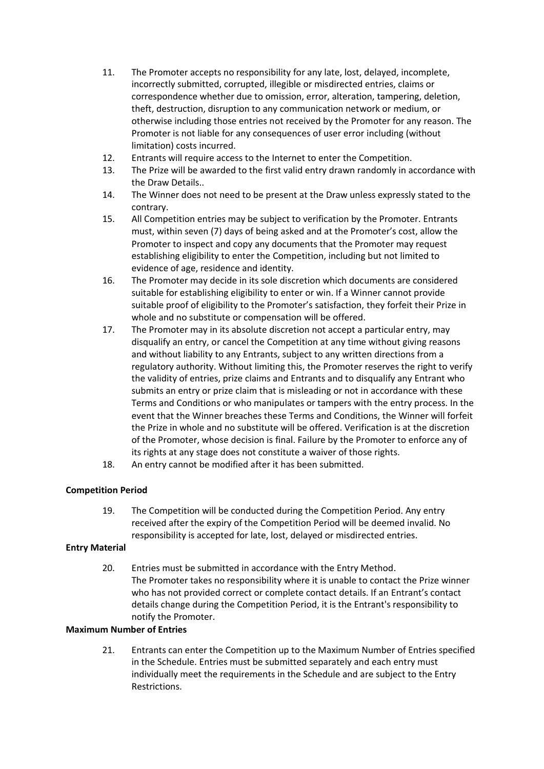11. The Promoter accepts no responsibility for any late, lost, delayed, incomplete, incorrectly submitted, corrupted, illegible or misdirected entries, claims or correspondence whether due to omission, error, alteration, tampering, deletion, theft, destruction, disruption to any communication network or medium, or otherwise including those entries not received by the Promoter for any reason. The Promoter is not liable for any consequences of user error including (without limitation) costs incurred.
12. Entrants will require access to the Internet to enter the Competition.
13. The Prize will be awarded to the first valid entry drawn randomly in accordance with the Draw Details..
14. The Winner does not need to be present at the Draw unless expressly stated to the contrary.
15. All Competition entries may be subject to verification by the Promoter. Entrants must, within seven (7) days of being asked and at the Promoter's cost, allow the Promoter to inspect and copy any documents that the Promoter may request establishing eligibility to enter the Competition, including but not limited to evidence of age, residence and identity.
16. The Promoter may decide in its sole discretion which documents are considered suitable for establishing eligibility to enter or win. If a Winner cannot provide suitable proof of eligibility to the Promoter's satisfaction, they forfeit their Prize in whole and no substitute or compensation will be offered.
17. The Promoter may in its absolute discretion not accept a particular entry, may disqualify an entry, or cancel the Competition at any time without giving reasons and without liability to any Entrants, subject to any written directions from a regulatory authority. Without limiting this, the Promoter reserves the right to verify the validity of entries, prize claims and Entrants and to disqualify any Entrant who submits an entry or prize claim that is misleading or not in accordance with these Terms and Conditions or who manipulates or tampers with the entry process. In the event that the Winner breaches these Terms and Conditions, the Winner will forfeit the Prize in whole and no substitute will be offered. Verification is at the discretion of the Promoter, whose decision is final. Failure by the Promoter to enforce any of its rights at any stage does not constitute a waiver of those rights.
18. An entry cannot be modified after it has been submitted.

**Competition Period**

19. The Competition will be conducted during the Competition Period. Any entry received after the expiry of the Competition Period will be deemed invalid. No responsibility is accepted for late, lost, delayed or misdirected entries.

**Entry Material**

20. Entries must be submitted in accordance with the Entry Method.
    The Promoter takes no responsibility where it is unable to contact the Prize winner who has not provided correct or complete contact details. If an Entrant's contact details change during the Competition Period, it is the Entrant's responsibility to notify the Promoter.

**Maximum Number of Entries**

21. Entrants can enter the Competition up to the Maximum Number of Entries specified in the Schedule. Entries must be submitted separately and each entry must individually meet the requirements in the Schedule and are subject to the Entry Restrictions.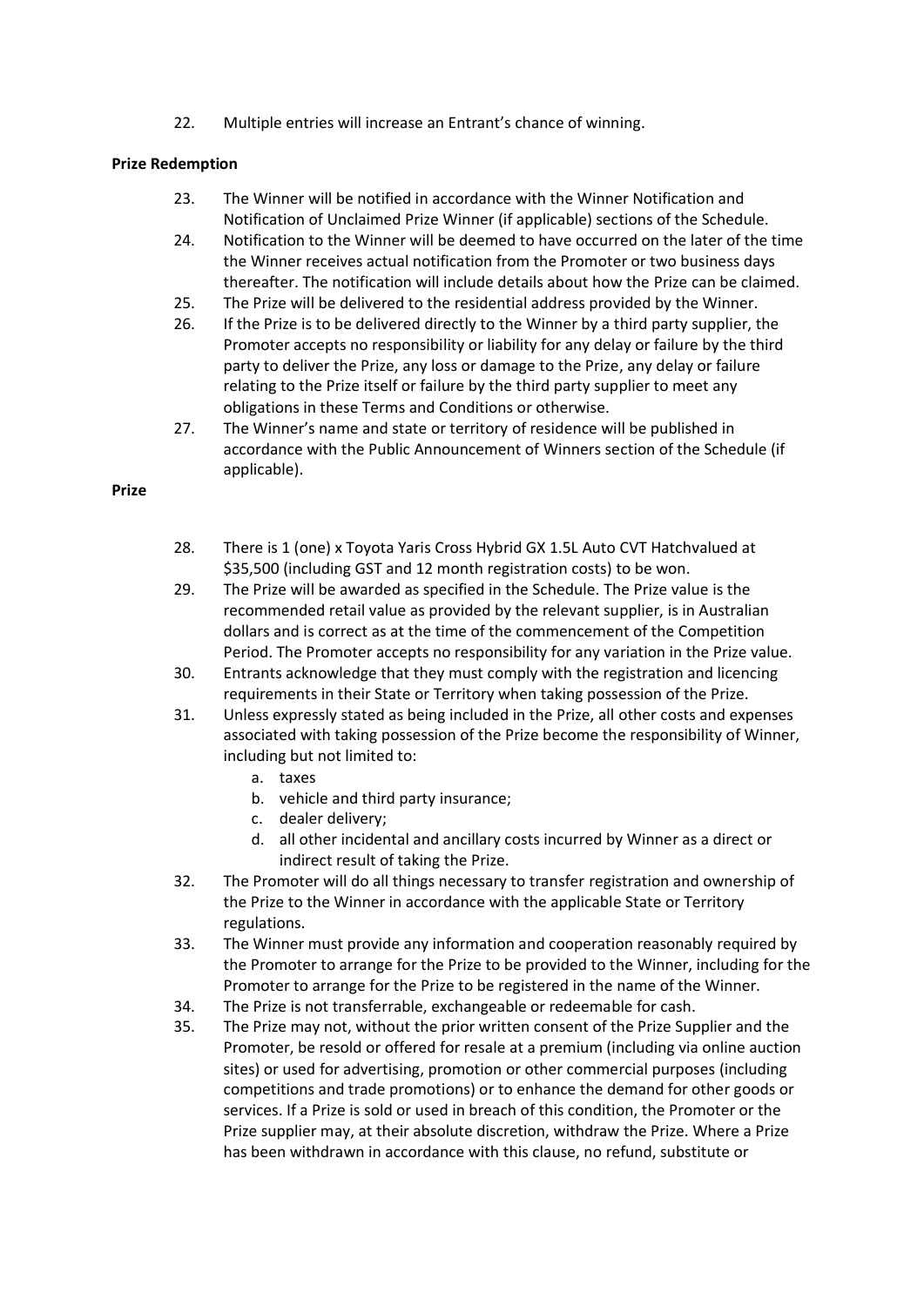22. Multiple entries will increase an Entrant's chance of winning.

**Prize Redemption**

23. The Winner will be notified in accordance with the Winner Notification and Notification of Unclaimed Prize Winner (if applicable) sections of the Schedule.
24. Notification to the Winner will be deemed to have occurred on the later of the time the Winner receives actual notification from the Promoter or two business days thereafter. The notification will include details about how the Prize can be claimed.
25. The Prize will be delivered to the residential address provided by the Winner.
26. If the Prize is to be delivered directly to the Winner by a third party supplier, the Promoter accepts no responsibility or liability for any delay or failure by the third party to deliver the Prize, any loss or damage to the Prize, any delay or failure relating to the Prize itself or failure by the third party supplier to meet any obligations in these Terms and Conditions or otherwise.
27. The Winner's name and state or territory of residence will be published in accordance with the Public Announcement of Winners section of the Schedule (if applicable).

**Prize**

28. There is 1 (one) x Toyota Yaris Cross Hybrid GX 1.5L Auto CVT Hatchvalued at $35,500 (including GST and 12 month registration costs) to be won.
29. The Prize will be awarded as specified in the Schedule. The Prize value is the recommended retail value as provided by the relevant supplier, is in Australian dollars and is correct as at the time of the commencement of the Competition Period. The Promoter accepts no responsibility for any variation in the Prize value.
30. Entrants acknowledge that they must comply with the registration and licencing requirements in their State or Territory when taking possession of the Prize.
31. Unless expressly stated as being included in the Prize, all other costs and expenses associated with taking possession of the Prize become the responsibility of Winner, including but not limited to:
    a. taxes
    b. vehicle and third party insurance;
    c. dealer delivery;
    d. all other incidental and ancillary costs incurred by Winner as a direct or indirect result of taking the Prize.
32. The Promoter will do all things necessary to transfer registration and ownership of the Prize to the Winner in accordance with the applicable State or Territory regulations.
33. The Winner must provide any information and cooperation reasonably required by the Promoter to arrange for the Prize to be provided to the Winner, including for the Promoter to arrange for the Prize to be registered in the name of the Winner.
34. The Prize is not transferrable, exchangeable or redeemable for cash.
35. The Prize may not, without the prior written consent of the Prize Supplier and the Promoter, be resold or offered for resale at a premium (including via online auction sites) or used for advertising, promotion or other commercial purposes (including competitions and trade promotions) or to enhance the demand for other goods or services. If a Prize is sold or used in breach of this condition, the Promoter or the Prize supplier may, at their absolute discretion, withdraw the Prize. Where a Prize has been withdrawn in accordance with this clause, no refund, substitute or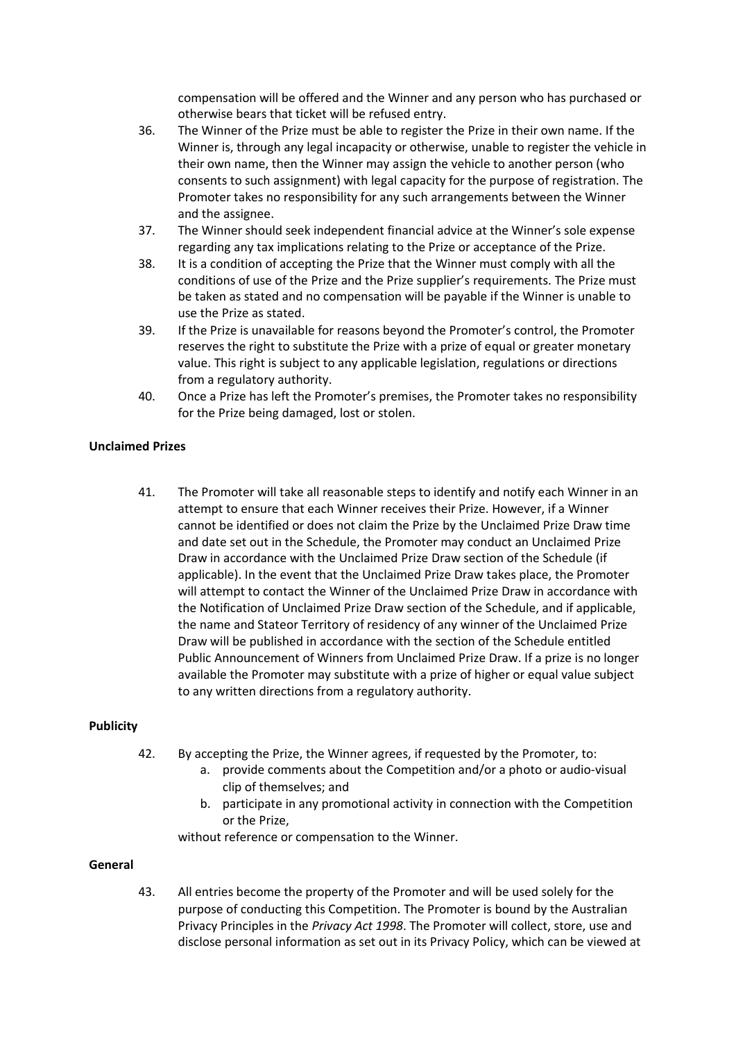compensation will be offered and the Winner and any person who has purchased or otherwise bears that ticket will be refused entry.

36. The Winner of the Prize must be able to register the Prize in their own name. If the Winner is, through any legal incapacity or otherwise, unable to register the vehicle in their own name, then the Winner may assign the vehicle to another person (who consents to such assignment) with legal capacity for the purpose of registration. The Promoter takes no responsibility for any such arrangements between the Winner and the assignee.
37. The Winner should seek independent financial advice at the Winner's sole expense regarding any tax implications relating to the Prize or acceptance of the Prize.
38. It is a condition of accepting the Prize that the Winner must comply with all the conditions of use of the Prize and the Prize supplier's requirements. The Prize must be taken as stated and no compensation will be payable if the Winner is unable to use the Prize as stated.
39. If the Prize is unavailable for reasons beyond the Promoter's control, the Promoter reserves the right to substitute the Prize with a prize of equal or greater monetary value. This right is subject to any applicable legislation, regulations or directions from a regulatory authority.
40. Once a Prize has left the Promoter's premises, the Promoter takes no responsibility for the Prize being damaged, lost or stolen.

**Unclaimed Prizes**

41. The Promoter will take all reasonable steps to identify and notify each Winner in an attempt to ensure that each Winner receives their Prize. However, if a Winner cannot be identified or does not claim the Prize by the Unclaimed Prize Draw time and date set out in the Schedule, the Promoter may conduct an Unclaimed Prize Draw in accordance with the Unclaimed Prize Draw section of the Schedule (if applicable). In the event that the Unclaimed Prize Draw takes place, the Promoter will attempt to contact the Winner of the Unclaimed Prize Draw in accordance with the Notification of Unclaimed Prize Draw section of the Schedule, and if applicable, the name and Stateor Territory of residency of any winner of the Unclaimed Prize Draw will be published in accordance with the section of the Schedule entitled Public Announcement of Winners from Unclaimed Prize Draw. If a prize is no longer available the Promoter may substitute with a prize of higher or equal value subject to any written directions from a regulatory authority.

**Publicity**

42. By accepting the Prize, the Winner agrees, if requested by the Promoter, to:
    a. provide comments about the Competition and/or a photo or audio-visual clip of themselves; and
    b. participate in any promotional activity in connection with the Competition or the Prize,

    without reference or compensation to the Winner.

**General**

43. All entries become the property of the Promoter and will be used solely for the purpose of conducting this Competition. The Promoter is bound by the Australian Privacy Principles in the *Privacy Act 1998*. The Promoter will collect, store, use and disclose personal information as set out in its Privacy Policy, which can be viewed at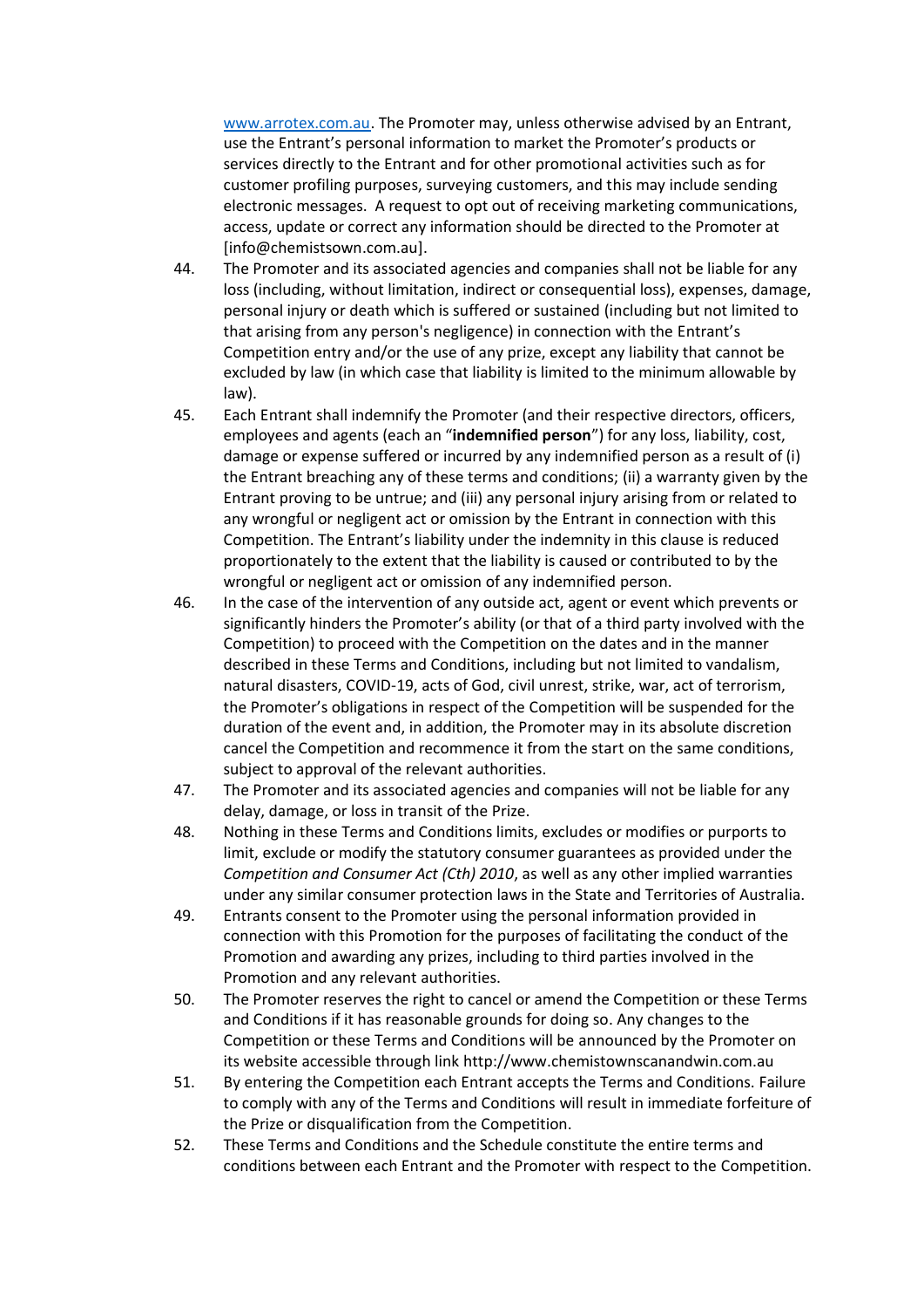www.arrotex.com.au. The Promoter may, unless otherwise advised by an Entrant, use the Entrant's personal information to market the Promoter's products or services directly to the Entrant and for other promotional activities such as for customer profiling purposes, surveying customers, and this may include sending electronic messages. A request to opt out of receiving marketing communications, access, update or correct any information should be directed to the Promoter at [info@chemistsown.com.au].

44. The Promoter and its associated agencies and companies shall not be liable for any loss (including, without limitation, indirect or consequential loss), expenses, damage, personal injury or death which is suffered or sustained (including but not limited to that arising from any person's negligence) in connection with the Entrant's Competition entry and/or the use of any prize, except any liability that cannot be excluded by law (in which case that liability is limited to the minimum allowable by law).
45. Each Entrant shall indemnify the Promoter (and their respective directors, officers, employees and agents (each an "**indemnified person**") for any loss, liability, cost, damage or expense suffered or incurred by any indemnified person as a result of (i) the Entrant breaching any of these terms and conditions; (ii) a warranty given by the Entrant proving to be untrue; and (iii) any personal injury arising from or related to any wrongful or negligent act or omission by the Entrant in connection with this Competition. The Entrant's liability under the indemnity in this clause is reduced proportionately to the extent that the liability is caused or contributed to by the wrongful or negligent act or omission of any indemnified person.
46. In the case of the intervention of any outside act, agent or event which prevents or significantly hinders the Promoter's ability (or that of a third party involved with the Competition) to proceed with the Competition on the dates and in the manner described in these Terms and Conditions, including but not limited to vandalism, natural disasters, COVID-19, acts of God, civil unrest, strike, war, act of terrorism, the Promoter's obligations in respect of the Competition will be suspended for the duration of the event and, in addition, the Promoter may in its absolute discretion cancel the Competition and recommence it from the start on the same conditions, subject to approval of the relevant authorities.
47. The Promoter and its associated agencies and companies will not be liable for any delay, damage, or loss in transit of the Prize.
48. Nothing in these Terms and Conditions limits, excludes or modifies or purports to limit, exclude or modify the statutory consumer guarantees as provided under the *Competition and Consumer Act (Cth) 2010*, as well as any other implied warranties under any similar consumer protection laws in the State and Territories of Australia.
49. Entrants consent to the Promoter using the personal information provided in connection with this Promotion for the purposes of facilitating the conduct of the Promotion and awarding any prizes, including to third parties involved in the Promotion and any relevant authorities.
50. The Promoter reserves the right to cancel or amend the Competition or these Terms and Conditions if it has reasonable grounds for doing so. Any changes to the Competition or these Terms and Conditions will be announced by the Promoter on its website accessible through link http://www.chemistownscanandwin.com.au
51. By entering the Competition each Entrant accepts the Terms and Conditions. Failure to comply with any of the Terms and Conditions will result in immediate forfeiture of the Prize or disqualification from the Competition.
52. These Terms and Conditions and the Schedule constitute the entire terms and conditions between each Entrant and the Promoter with respect to the Competition.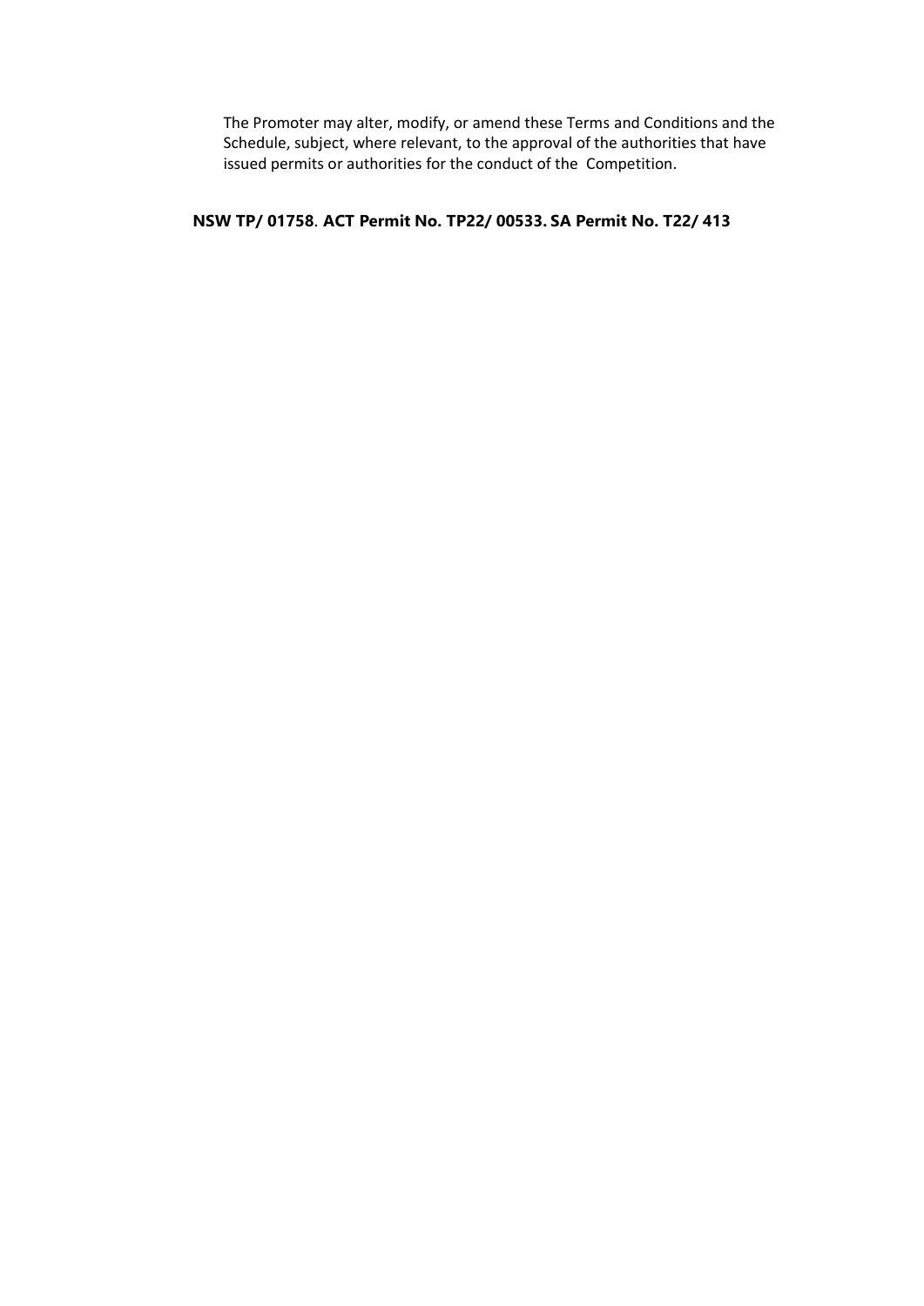The Promoter may alter, modify, or amend these Terms and Conditions and the Schedule, subject, where relevant, to the approval of the authorities that have issued permits or authorities for the conduct of the  Competition.

**NSW TP/ 01758. ACT Permit No. TP22/ 00533. SA Permit No. T22/ 413**